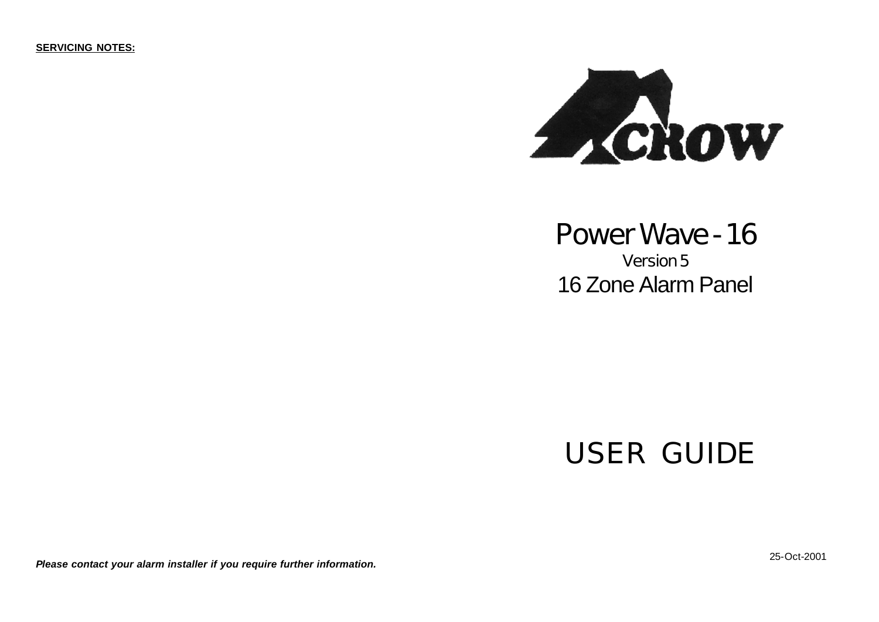**SERVICING NOTES:**

CROW

# Power Wave - 16

Version 5

16 Zone Alarm Panel

# USER GUIDE

*Please contact your alarm installer if you require further information.*

25-Oct-2001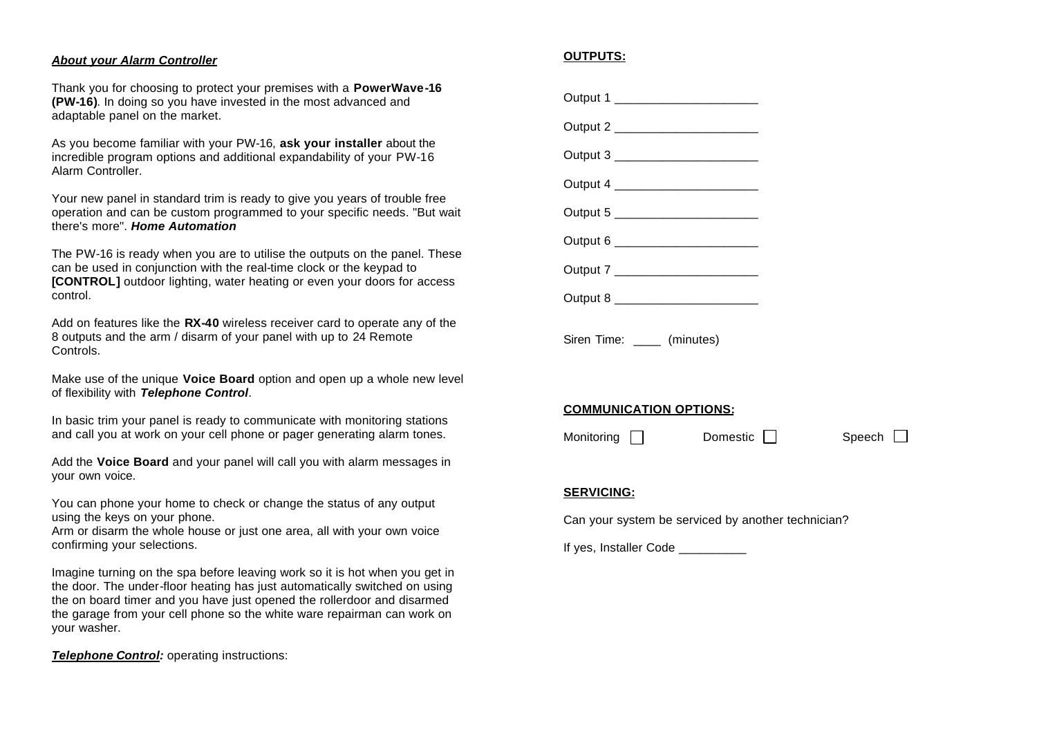***About your Alarm Controller***

Thank you for choosing to protect your premises with a **PowerWave-16 (PW-16)**. In doing so you have invested in the most advanced and adaptable panel on the market.

As you become familiar with your PW-16, **ask your installer** about the incredible program options and additional expandability of your PW-16 Alarm Controller.

Your new panel in standard trim is ready to give you years of trouble free operation and can be custom programmed to your specific needs. "But wait there's more". ***Home Automation***

The PW-16 is ready when you are to utilise the outputs on the panel. These can be used in conjunction with the real-time clock or the keypad to **[CONTROL]** outdoor lighting, water heating or even your doors for access control.

Add on features like the **RX-40** wireless receiver card to operate any of the 8 outputs and the arm / disarm of your panel with up to 24 Remote Controls.

Make use of the unique **Voice Board** option and open up a whole new level of flexibility with ***Telephone Control***.

In basic trim your panel is ready to communicate with monitoring stations and call you at work on your cell phone or pager generating alarm tones.

Add the **Voice Board** and your panel will call you with alarm messages in your own voice.

You can phone your home to check or change the status of any output using the keys on your phone.
Arm or disarm the whole house or just one area, all with your own voice confirming your selections.

Imagine turning on the spa before leaving work so it is hot when you get in the door. The under-floor heating has just automatically switched on using the on board timer and you have just opened the rollerdoor and disarmed the garage from your cell phone so the white ware repairman can work on your washer.

***Telephone Control:*** operating instructions:

**OUTPUTS:**

Output 1 ____________________

Output 2 ____________________

Output 3 ____________________

Output 4 ____________________

Output 5 ____________________

Output 6 ____________________

Output 7 ____________________

Output 8 ____________________

Siren Time: ____ (minutes)

**COMMUNICATION OPTIONS:**

Monitoring ☐ Domestic ☐ Speech ☐

**SERVICING:**

Can your system be serviced by another technician?

If yes, Installer Code __________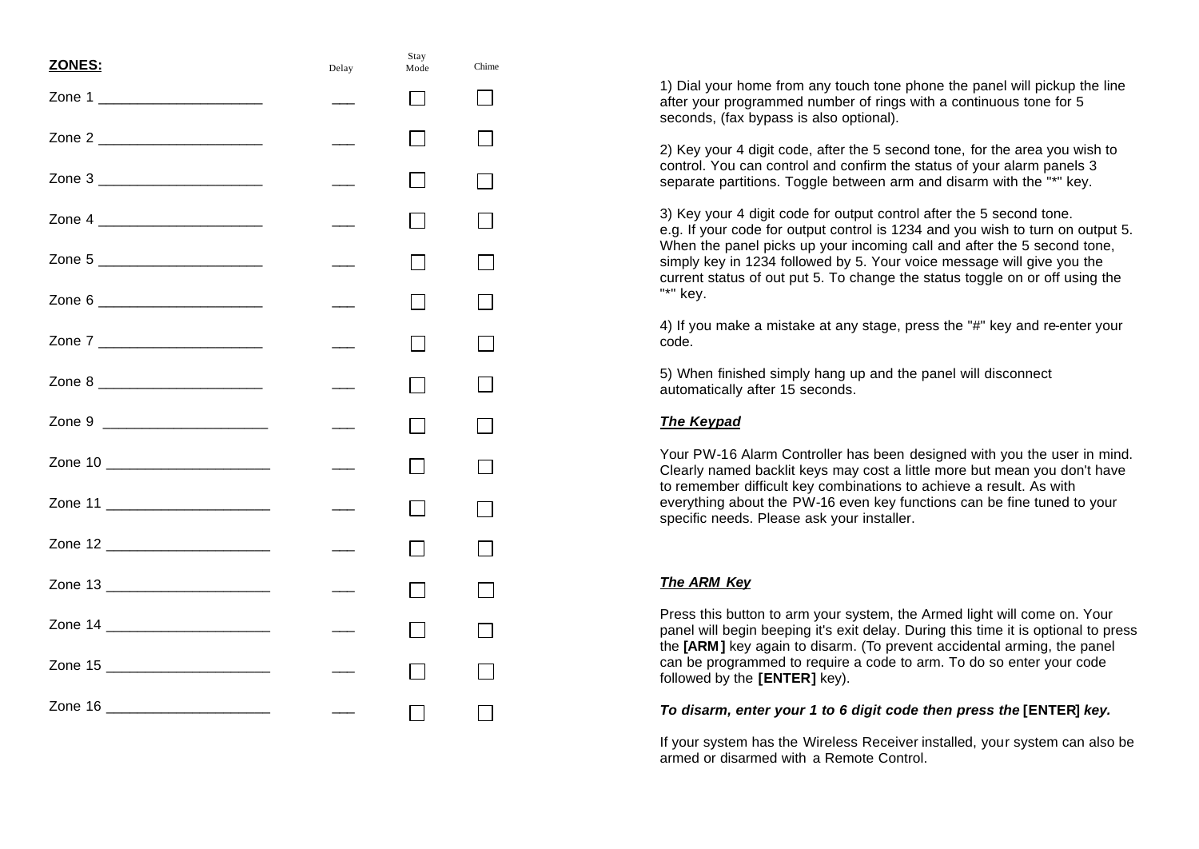**ZONES:**

| Zone | Delay | Stay Mode | Chime |
|---|---|---|---|
| Zone 1 ____________________ | ___ | ☐ | ☐ |
| Zone 2 ____________________ | ___ | ☐ | ☐ |
| Zone 3 ____________________ | ___ | ☐ | ☐ |
| Zone 4 ____________________ | ___ | ☐ | ☐ |
| Zone 5 ____________________ | ___ | ☐ | ☐ |
| Zone 6 ____________________ | ___ | ☐ | ☐ |
| Zone 7 ____________________ | ___ | ☐ | ☐ |
| Zone 8 ____________________ | ___ | ☐ | ☐ |
| Zone 9 ____________________ | ___ | ☐ | ☐ |
| Zone 10 ____________________ | ___ | ☐ | ☐ |
| Zone 11 ____________________ | ___ | ☐ | ☐ |
| Zone 12 ____________________ | ___ | ☐ | ☐ |
| Zone 13 ____________________ | ___ | ☐ | ☐ |
| Zone 14 ____________________ | ___ | ☐ | ☐ |
| Zone 15 ____________________ | ___ | ☐ | ☐ |
| Zone 16 ____________________ | ___ | ☐ | ☐ |

1) Dial your home from any touch tone phone the panel will pickup the line after your programmed number of rings with a continuous tone for 5 seconds, (fax bypass is also optional).

2) Key your 4 digit code, after the 5 second tone, for the area you wish to control. You can control and confirm the status of your alarm panels 3 separate partitions. Toggle between arm and disarm with the "*" key.

3) Key your 4 digit code for output control after the 5 second tone. e.g. If your code for output control is 1234 and you wish to turn on output 5. When the panel picks up your incoming call and after the 5 second tone, simply key in 1234 followed by 5. Your voice message will give you the current status of out put 5. To change the status toggle on or off using the "*" key.

4) If you make a mistake at any stage, press the "#" key and re-enter your code.

5) When finished simply hang up and the panel will disconnect automatically after 15 seconds.

### ***The Keypad***

Your PW-16 Alarm Controller has been designed with you the user in mind. Clearly named backlit keys may cost a little more but mean you don't have to remember difficult key combinations to achieve a result. As with everything about the PW-16 even key functions can be fine tuned to your specific needs. Please ask your installer.

### ***The ARM Key***

Press this button to arm your system, the Armed light will come on. Your panel will begin beeping it's exit delay. During this time it is optional to press the **[ARM]** key again to disarm. (To prevent accidental arming, the panel can be programmed to require a code to arm. To do so enter your code followed by the **[ENTER]** key).

***To disarm, enter your 1 to 6 digit code then press the* [ENTER] *key.***

If your system has the Wireless Receiver installed, your system can also be armed or disarmed with a Remote Control.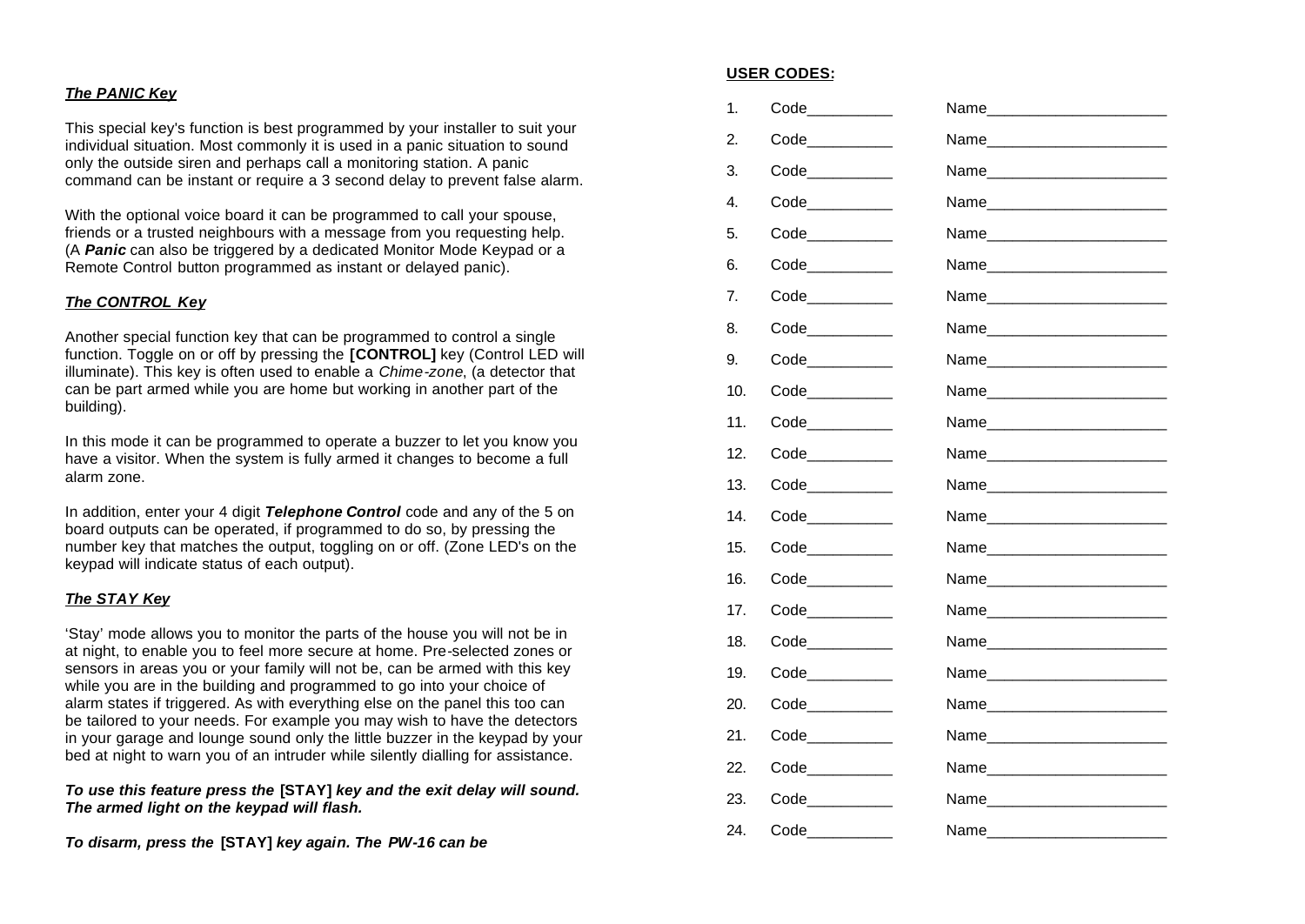### *The PANIC Key*

This special key's function is best programmed by your installer to suit your individual situation. Most commonly it is used in a panic situation to sound only the outside siren and perhaps call a monitoring station. A panic command can be instant or require a 3 second delay to prevent false alarm.

With the optional voice board it can be programmed to call your spouse, friends or a trusted neighbours with a message from you requesting help. (A ***Panic*** can also be triggered by a dedicated Monitor Mode Keypad or a Remote Control button programmed as instant or delayed panic).

### *The CONTROL Key*

Another special function key that can be programmed to control a single function. Toggle on or off by pressing the **[CONTROL]** key (Control LED will illuminate). This key is often used to enable a *Chime-zone*, (a detector that can be part armed while you are home but working in another part of the building).

In this mode it can be programmed to operate a buzzer to let you know you have a visitor. When the system is fully armed it changes to become a full alarm zone.

In addition, enter your 4 digit ***Telephone Control*** code and any of the 5 on board outputs can be operated, if programmed to do so, by pressing the number key that matches the output, toggling on or off. (Zone LED's on the keypad will indicate status of each output).

### *The STAY Key*

'Stay' mode allows you to monitor the parts of the house you will not be in at night, to enable you to feel more secure at home. Pre-selected zones or sensors in areas you or your family will not be, can be armed with this key while you are in the building and programmed to go into your choice of alarm states if triggered. As with everything else on the panel this too can be tailored to your needs. For example you may wish to have the detectors in your garage and lounge sound only the little buzzer in the keypad by your bed at night to warn you of an intruder while silently dialling for assistance.

***To use this feature press the* [STAY] *key and the exit delay will sound. The armed light on the keypad will flash.***

***To disarm, press the* [STAY] *key again. The PW-16 can be***

**USER CODES:**

1. Code__________ Name_____________________
2. Code__________ Name_____________________
3. Code__________ Name_____________________
4. Code__________ Name_____________________
5. Code__________ Name_____________________
6. Code__________ Name_____________________
7. Code__________ Name_____________________
8. Code__________ Name_____________________
9. Code__________ Name_____________________
10. Code__________ Name_____________________
11. Code__________ Name_____________________
12. Code__________ Name_____________________
13. Code__________ Name_____________________
14. Code__________ Name_____________________
15. Code__________ Name_____________________
16. Code__________ Name_____________________
17. Code__________ Name_____________________
18. Code__________ Name_____________________
19. Code__________ Name_____________________
20. Code__________ Name_____________________
21. Code__________ Name_____________________
22. Code__________ Name_____________________
23. Code__________ Name_____________________
24. Code__________ Name_____________________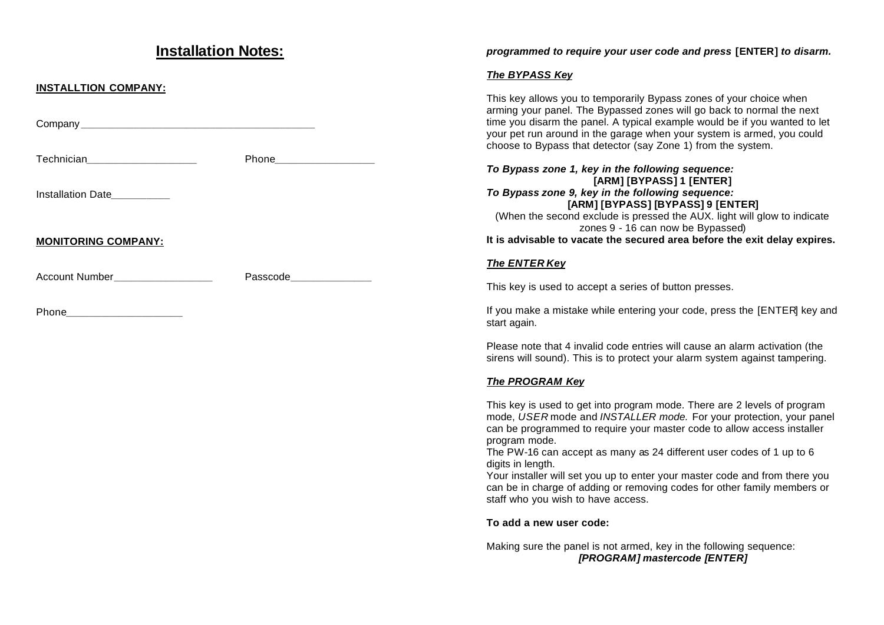## Installation Notes:

**INSTALLTION COMPANY:**

Company ________________________________________

Technician___________________ Phone_________________

Installation Date__________

**MONITORING COMPANY:**

Account Number_________________ Passcode______________

Phone____________________

***programmed to require your user code and press* [ENTER] *to disarm.***

***The BYPASS Key***

This key allows you to temporarily Bypass zones of your choice when arming your panel. The Bypassed zones will go back to normal the next time you disarm the panel. A typical example would be if you wanted to let your pet run around in the garage when your system is armed, you could choose to Bypass that detector (say Zone 1) from the system.

***To Bypass zone 1, key in the following sequence:***

**[ARM] [BYPASS] 1 [ENTER]**

***To Bypass zone 9, key in the following sequence:***

**[ARM] [BYPASS] [BYPASS] 9 [ENTER]**

(When the second exclude is pressed the AUX. light will glow to indicate zones 9 - 16 can now be Bypassed)

**It is advisable to vacate the secured area before the exit delay expires.**

***The ENTER Key***

This key is used to accept a series of button presses.

If you make a mistake while entering your code, press the [ENTER] key and start again.

Please note that 4 invalid code entries will cause an alarm activation (the sirens will sound). This is to protect your alarm system against tampering.

***The PROGRAM Key***

This key is used to get into program mode. There are 2 levels of program mode, *USER* mode and *INSTALLER mode.* For your protection, your panel can be programmed to require your master code to allow access installer program mode.
The PW-16 can accept as many as 24 different user codes of 1 up to 6 digits in length.
Your installer will set you up to enter your master code and from there you can be in charge of adding or removing codes for other family members or staff who you wish to have access.

**To add a new user code:**

Making sure the panel is not armed, key in the following sequence:

***[PROGRAM] mastercode [ENTER]***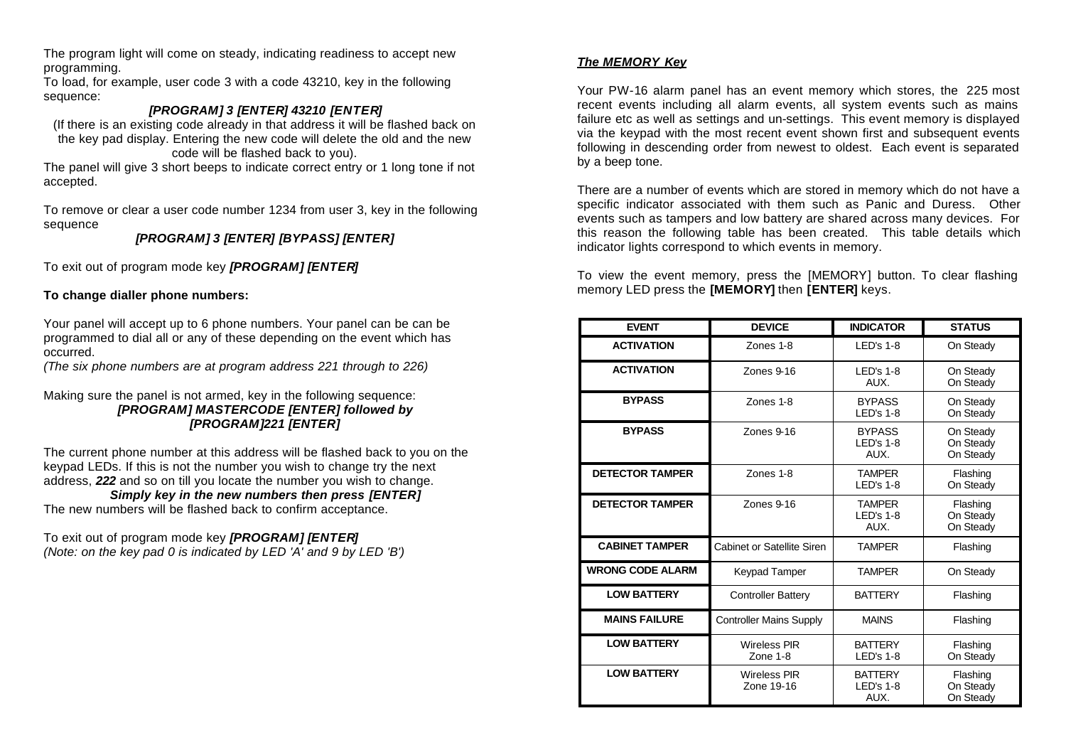The program light will come on steady, indicating readiness to accept new programming.

To load, for example, user code 3 with a code 43210, key in the following sequence:

***[PROGRAM] 3 [ENTER] 43210 [ENTER]***

(If there is an existing code already in that address it will be flashed back on the key pad display. Entering the new code will delete the old and the new code will be flashed back to you).

The panel will give 3 short beeps to indicate correct entry or 1 long tone if not accepted.

To remove or clear a user code number 1234 from user 3, key in the following sequence

***[PROGRAM] 3 [ENTER] [BYPASS] [ENTER]***

To exit out of program mode key ***[PROGRAM] [ENTER]***

**To change dialler phone numbers:**

Your panel will accept up to 6 phone numbers. Your panel can be can be programmed to dial all or any of these depending on the event which has occurred.

*(The six phone numbers are at program address 221 through to 226)*

Making sure the panel is not armed, key in the following sequence:

***[PROGRAM] MASTERCODE [ENTER] followed by [PROGRAM]221 [ENTER]***

The current phone number at this address will be flashed back to you on the keypad LEDs. If this is not the number you wish to change try the next address, ***222*** and so on till you locate the number you wish to change.

***Simply key in the new numbers then press [ENTER]***

The new numbers will be flashed back to confirm acceptance.

To exit out of program mode key ***[PROGRAM] [ENTER]***

*(Note: on the key pad 0 is indicated by LED 'A' and 9 by LED 'B')*

## *The MEMORY Key*

Your PW-16 alarm panel has an event memory which stores, the 225 most recent events including all alarm events, all system events such as mains failure etc as well as settings and un-settings. This event memory is displayed via the keypad with the most recent event shown first and subsequent events following in descending order from newest to oldest. Each event is separated by a beep tone.

There are a number of events which are stored in memory which do not have a specific indicator associated with them such as Panic and Duress. Other events such as tampers and low battery are shared across many devices. For this reason the following table has been created. This table details which indicator lights correspond to which events in memory.

To view the event memory, press the [MEMORY] button. To clear flashing memory LED press the **[MEMORY]** then **[ENTER]** keys.

| EVENT | DEVICE | INDICATOR | STATUS |
|---|---|---|---|
| **ACTIVATION** | Zones 1-8 | LED's 1-8 | On Steady |
| **ACTIVATION** | Zones 9-16 | LED's 1-8<br>AUX. | On Steady<br>On Steady |
| **BYPASS** | Zones 1-8 | BYPASS<br>LED's 1-8 | On Steady<br>On Steady |
| **BYPASS** | Zones 9-16 | BYPASS<br>LED's 1-8<br>AUX. | On Steady<br>On Steady<br>On Steady |
| **DETECTOR TAMPER** | Zones 1-8 | TAMPER<br>LED's 1-8 | Flashing<br>On Steady |
| **DETECTOR TAMPER** | Zones 9-16 | TAMPER<br>LED's 1-8<br>AUX. | Flashing<br>On Steady<br>On Steady |
| **CABINET TAMPER** | Cabinet or Satellite Siren | TAMPER | Flashing |
| **WRONG CODE ALARM** | Keypad Tamper | TAMPER | On Steady |
| **LOW BATTERY** | Controller Battery | BATTERY | Flashing |
| **MAINS FAILURE** | Controller Mains Supply | MAINS | Flashing |
| **LOW BATTERY** | Wireless PIR<br>Zone 1-8 | BATTERY<br>LED's 1-8 | Flashing<br>On Steady |
| **LOW BATTERY** | Wireless PIR<br>Zone 19-16 | BATTERY<br>LED's 1-8<br>AUX. | Flashing<br>On Steady<br>On Steady |